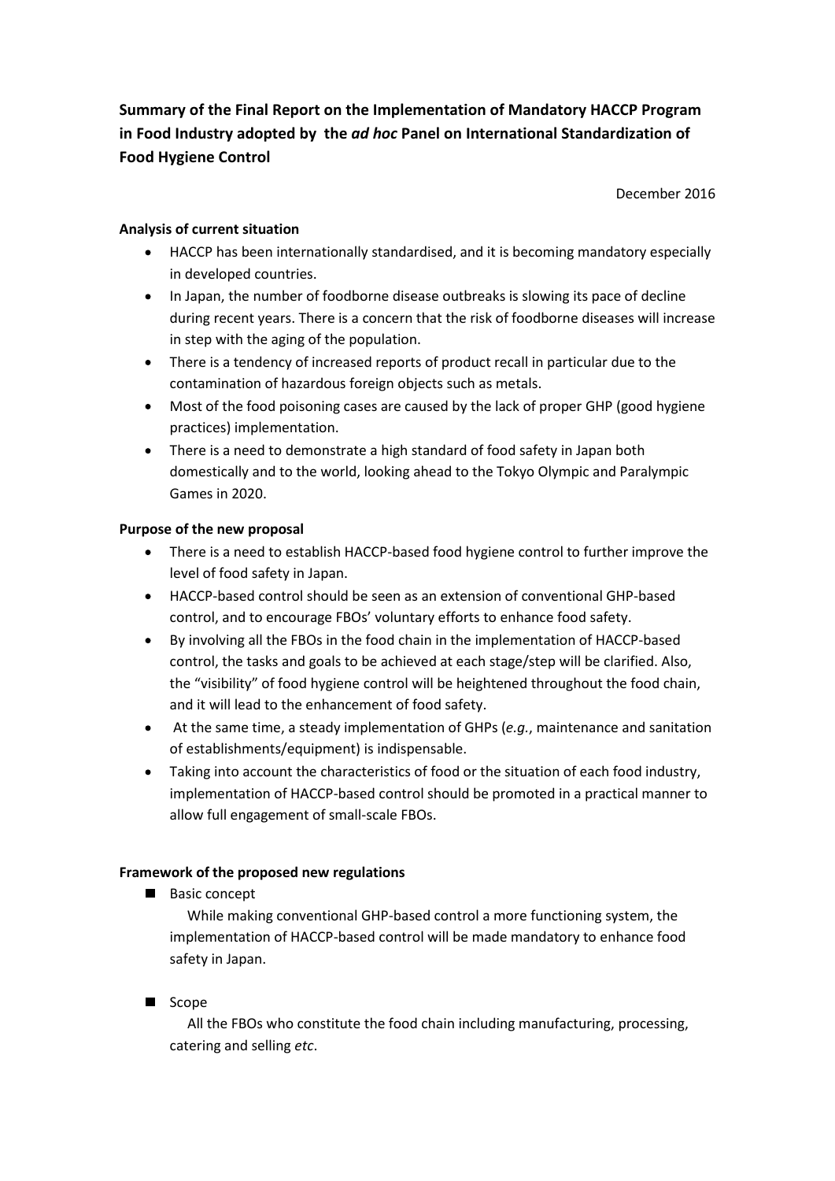# Summary of the Final Report on the Implementation of Mandatory HACCP Program in Food Industry adopted by the *ad hoc* Panel on International Standardization of Food Hygiene Control

December 2016

**Analysis of current situation**

- HACCP has been internationally standardised, and it is becoming mandatory especially in developed countries.
- In Japan, the number of foodborne disease outbreaks is slowing its pace of decline during recent years. There is a concern that the risk of foodborne diseases will increase in step with the aging of the population.
- There is a tendency of increased reports of product recall in particular due to the contamination of hazardous foreign objects such as metals.
- Most of the food poisoning cases are caused by the lack of proper GHP (good hygiene practices) implementation.
- There is a need to demonstrate a high standard of food safety in Japan both domestically and to the world, looking ahead to the Tokyo Olympic and Paralympic Games in 2020.

**Purpose of the new proposal**

- There is a need to establish HACCP-based food hygiene control to further improve the level of food safety in Japan.
- HACCP-based control should be seen as an extension of conventional GHP-based control, and to encourage FBOs' voluntary efforts to enhance food safety.
- By involving all the FBOs in the food chain in the implementation of HACCP-based control, the tasks and goals to be achieved at each stage/step will be clarified. Also, the "visibility" of food hygiene control will be heightened throughout the food chain, and it will lead to the enhancement of food safety.
- At the same time, a steady implementation of GHPs (*e.g.*, maintenance and sanitation of establishments/equipment) is indispensable.
- Taking into account the characteristics of food or the situation of each food industry, implementation of HACCP-based control should be promoted in a practical manner to allow full engagement of small-scale FBOs.

**Framework of the proposed new regulations**

- Basic concept

  While making conventional GHP-based control a more functioning system, the implementation of HACCP-based control will be made mandatory to enhance food safety in Japan.

- Scope

  All the FBOs who constitute the food chain including manufacturing, processing, catering and selling *etc*.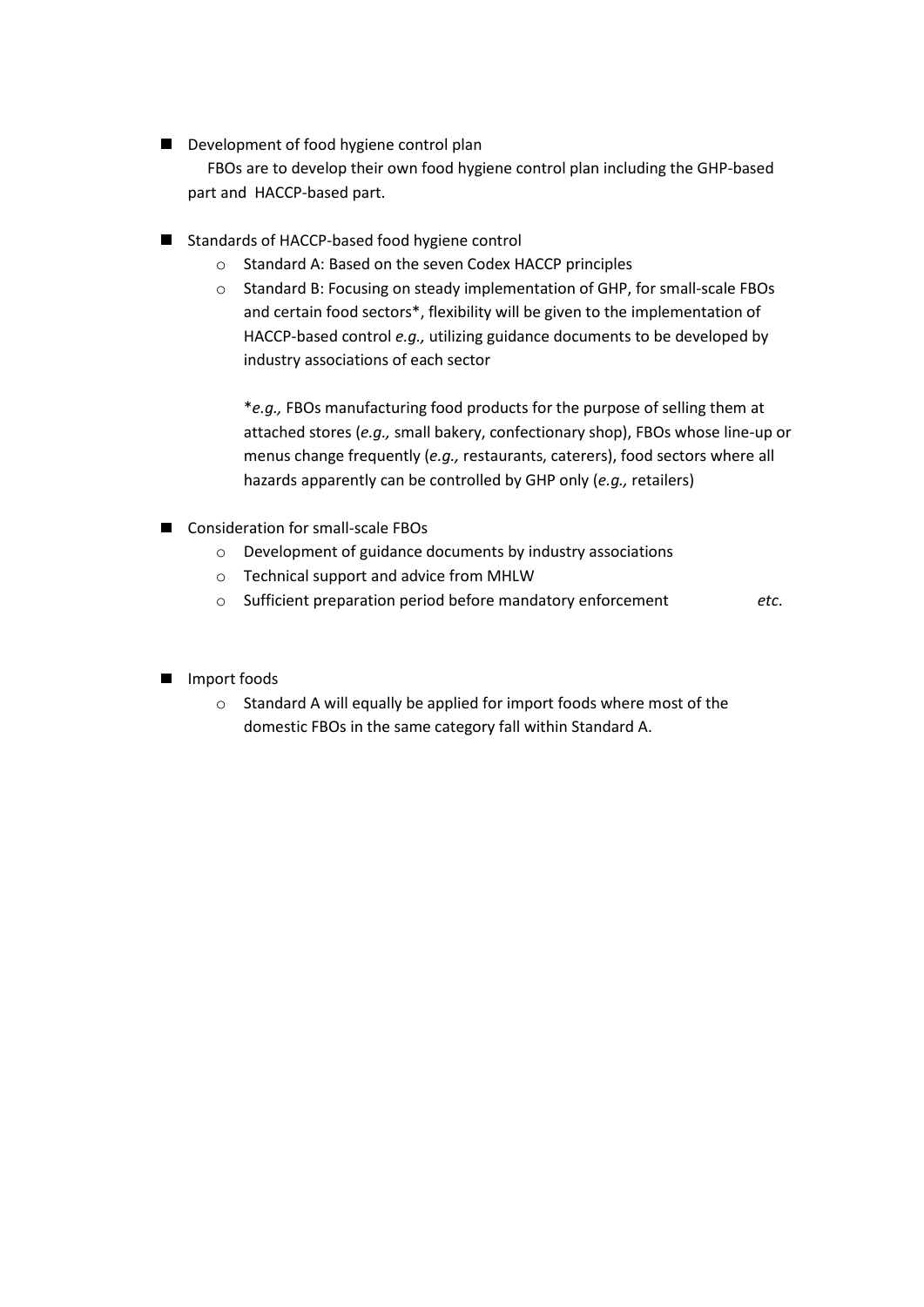- Development of food hygiene control plan

  FBOs are to develop their own food hygiene control plan including the GHP-based part and HACCP-based part.

- Standards of HACCP-based food hygiene control
  - Standard A: Based on the seven Codex HACCP principles
  - Standard B: Focusing on steady implementation of GHP, for small-scale FBOs and certain food sectors*, flexibility will be given to the implementation of HACCP-based control *e.g.,* utilizing guidance documents to be developed by industry associations of each sector

    **e.g.,* FBOs manufacturing food products for the purpose of selling them at attached stores (*e.g.,* small bakery, confectionary shop), FBOs whose line-up or menus change frequently (*e.g.,* restaurants, caterers), food sectors where all hazards apparently can be controlled by GHP only (*e.g.,* retailers)

- Consideration for small-scale FBOs
  - Development of guidance documents by industry associations
  - Technical support and advice from MHLW
  - Sufficient preparation period before mandatory enforcement *etc*.

- Import foods
  - Standard A will equally be applied for import foods where most of the domestic FBOs in the same category fall within Standard A.